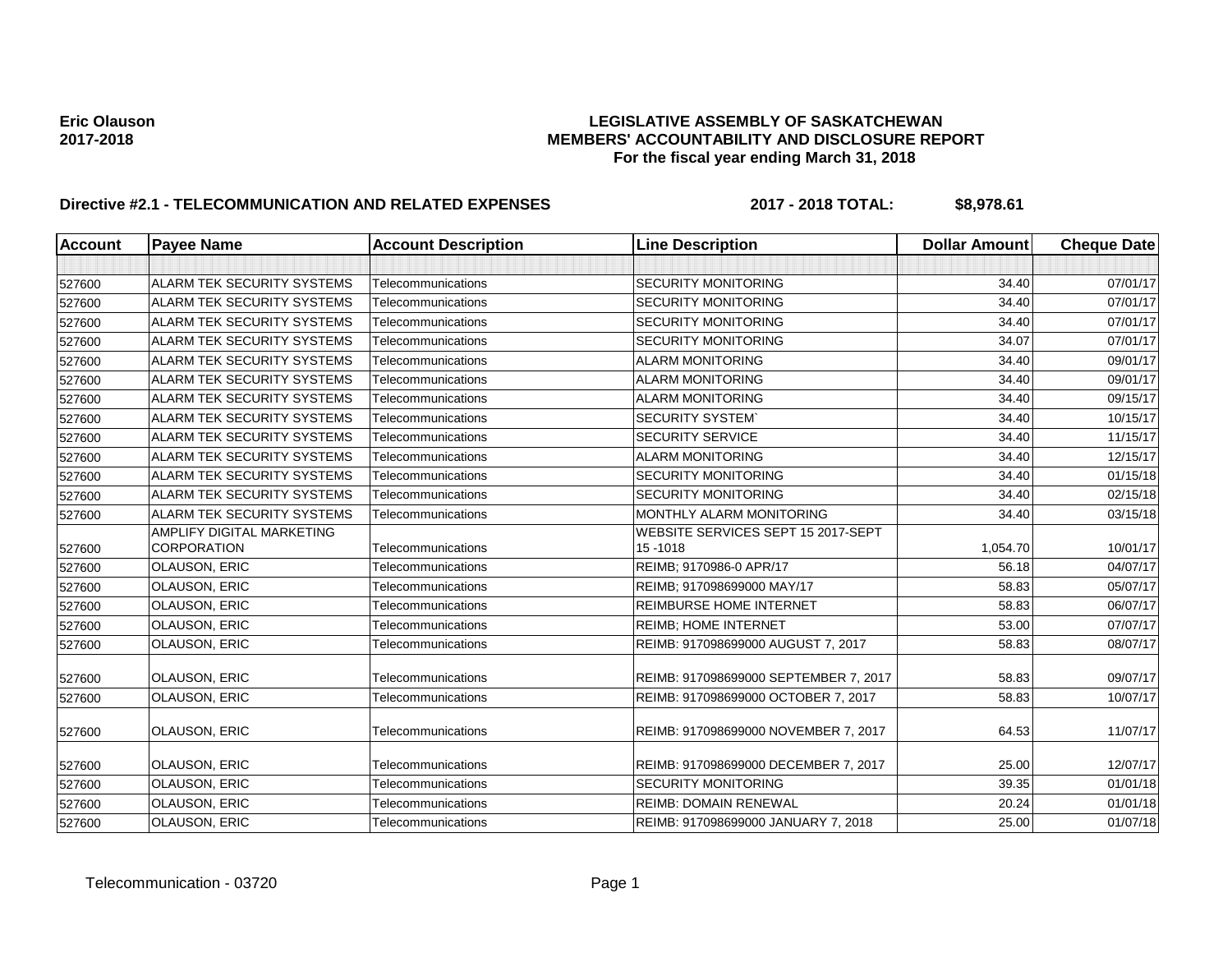**Eric Olauson**
**2017-2018**

**LEGISLATIVE ASSEMBLY OF SASKATCHEWAN**
**MEMBERS' ACCOUNTABILITY AND DISCLOSURE REPORT**
**For the fiscal year ending March 31, 2018**

**Directive #2.1 - TELECOMMUNICATION AND RELATED EXPENSES** **2017 - 2018 TOTAL: $8,978.61**

| Account | Payee Name | Account Description | Line Description | Dollar Amount | Cheque Date |
|---|---|---|---|---|---|
| | | | | | |
| 527600 | ALARM TEK SECURITY SYSTEMS | Telecommunications | SECURITY MONITORING | 34.40 | 07/01/17 |
| 527600 | ALARM TEK SECURITY SYSTEMS | Telecommunications | SECURITY MONITORING | 34.40 | 07/01/17 |
| 527600 | ALARM TEK SECURITY SYSTEMS | Telecommunications | SECURITY MONITORING | 34.40 | 07/01/17 |
| 527600 | ALARM TEK SECURITY SYSTEMS | Telecommunications | SECURITY MONITORING | 34.07 | 07/01/17 |
| 527600 | ALARM TEK SECURITY SYSTEMS | Telecommunications | ALARM MONITORING | 34.40 | 09/01/17 |
| 527600 | ALARM TEK SECURITY SYSTEMS | Telecommunications | ALARM MONITORING | 34.40 | 09/01/17 |
| 527600 | ALARM TEK SECURITY SYSTEMS | Telecommunications | ALARM MONITORING | 34.40 | 09/15/17 |
| 527600 | ALARM TEK SECURITY SYSTEMS | Telecommunications | SECURITY SYSTEM` | 34.40 | 10/15/17 |
| 527600 | ALARM TEK SECURITY SYSTEMS | Telecommunications | SECURITY SERVICE | 34.40 | 11/15/17 |
| 527600 | ALARM TEK SECURITY SYSTEMS | Telecommunications | ALARM MONITORING | 34.40 | 12/15/17 |
| 527600 | ALARM TEK SECURITY SYSTEMS | Telecommunications | SECURITY MONITORING | 34.40 | 01/15/18 |
| 527600 | ALARM TEK SECURITY SYSTEMS | Telecommunications | SECURITY MONITORING | 34.40 | 02/15/18 |
| 527600 | ALARM TEK SECURITY SYSTEMS | Telecommunications | MONTHLY ALARM MONITORING | 34.40 | 03/15/18 |
| 527600 | AMPLIFY DIGITAL MARKETING CORPORATION | Telecommunications | WEBSITE SERVICES SEPT 15 2017-SEPT 15 -1018 | 1,054.70 | 10/01/17 |
| 527600 | OLAUSON, ERIC | Telecommunications | REIMB; 9170986-0 APR/17 | 56.18 | 04/07/17 |
| 527600 | OLAUSON, ERIC | Telecommunications | REIMB; 917098699000 MAY/17 | 58.83 | 05/07/17 |
| 527600 | OLAUSON, ERIC | Telecommunications | REIMBURSE HOME INTERNET | 58.83 | 06/07/17 |
| 527600 | OLAUSON, ERIC | Telecommunications | REIMB; HOME INTERNET | 53.00 | 07/07/17 |
| 527600 | OLAUSON, ERIC | Telecommunications | REIMB: 917098699000 AUGUST 7, 2017 | 58.83 | 08/07/17 |
| 527600 | OLAUSON, ERIC | Telecommunications | REIMB: 917098699000 SEPTEMBER 7, 2017 | 58.83 | 09/07/17 |
| 527600 | OLAUSON, ERIC | Telecommunications | REIMB: 917098699000 OCTOBER 7, 2017 | 58.83 | 10/07/17 |
| 527600 | OLAUSON, ERIC | Telecommunications | REIMB: 917098699000 NOVEMBER 7, 2017 | 64.53 | 11/07/17 |
| 527600 | OLAUSON, ERIC | Telecommunications | REIMB: 917098699000 DECEMBER 7, 2017 | 25.00 | 12/07/17 |
| 527600 | OLAUSON, ERIC | Telecommunications | SECURITY MONITORING | 39.35 | 01/01/18 |
| 527600 | OLAUSON, ERIC | Telecommunications | REIMB: DOMAIN RENEWAL | 20.24 | 01/01/18 |
| 527600 | OLAUSON, ERIC | Telecommunications | REIMB: 917098699000 JANUARY 7, 2018 | 25.00 | 01/07/18 |

Telecommunication - 03720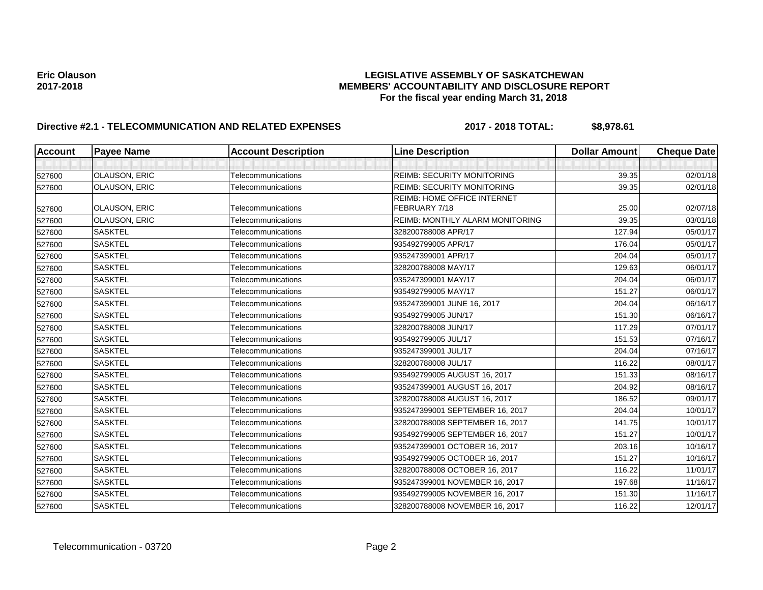**Eric Olauson**
**2017-2018**

**LEGISLATIVE ASSEMBLY OF SASKATCHEWAN**
**MEMBERS' ACCOUNTABILITY AND DISCLOSURE REPORT**
**For the fiscal year ending March 31, 2018**

**Directive #2.1 - TELECOMMUNICATION AND RELATED EXPENSES** **2017 - 2018 TOTAL: $8,978.61**

| Account | Payee Name | Account Description | Line Description | Dollar Amount | Cheque Date |
|---|---|---|---|---|---|
| | | | | | |
| 527600 | OLAUSON, ERIC | Telecommunications | REIMB: SECURITY MONITORING | 39.35 | 02/01/18 |
| 527600 | OLAUSON, ERIC | Telecommunications | REIMB: SECURITY MONITORING | 39.35 | 02/01/18 |
| 527600 | OLAUSON, ERIC | Telecommunications | REIMB: HOME OFFICE INTERNET FEBRUARY 7/18 | 25.00 | 02/07/18 |
| 527600 | OLAUSON, ERIC | Telecommunications | REIMB: MONTHLY ALARM MONITORING | 39.35 | 03/01/18 |
| 527600 | SASKTEL | Telecommunications | 328200788008 APR/17 | 127.94 | 05/01/17 |
| 527600 | SASKTEL | Telecommunications | 935492799005 APR/17 | 176.04 | 05/01/17 |
| 527600 | SASKTEL | Telecommunications | 935247399001 APR/17 | 204.04 | 05/01/17 |
| 527600 | SASKTEL | Telecommunications | 328200788008 MAY/17 | 129.63 | 06/01/17 |
| 527600 | SASKTEL | Telecommunications | 935247399001 MAY/17 | 204.04 | 06/01/17 |
| 527600 | SASKTEL | Telecommunications | 935492799005 MAY/17 | 151.27 | 06/01/17 |
| 527600 | SASKTEL | Telecommunications | 935247399001 JUNE 16, 2017 | 204.04 | 06/16/17 |
| 527600 | SASKTEL | Telecommunications | 935492799005 JUN/17 | 151.30 | 06/16/17 |
| 527600 | SASKTEL | Telecommunications | 328200788008 JUN/17 | 117.29 | 07/01/17 |
| 527600 | SASKTEL | Telecommunications | 935492799005 JUL/17 | 151.53 | 07/16/17 |
| 527600 | SASKTEL | Telecommunications | 935247399001 JUL/17 | 204.04 | 07/16/17 |
| 527600 | SASKTEL | Telecommunications | 328200788008 JUL/17 | 116.22 | 08/01/17 |
| 527600 | SASKTEL | Telecommunications | 935492799005 AUGUST 16, 2017 | 151.33 | 08/16/17 |
| 527600 | SASKTEL | Telecommunications | 935247399001 AUGUST 16, 2017 | 204.92 | 08/16/17 |
| 527600 | SASKTEL | Telecommunications | 328200788008 AUGUST 16, 2017 | 186.52 | 09/01/17 |
| 527600 | SASKTEL | Telecommunications | 935247399001 SEPTEMBER 16, 2017 | 204.04 | 10/01/17 |
| 527600 | SASKTEL | Telecommunications | 328200788008 SEPTEMBER 16, 2017 | 141.75 | 10/01/17 |
| 527600 | SASKTEL | Telecommunications | 935492799005 SEPTEMBER 16, 2017 | 151.27 | 10/01/17 |
| 527600 | SASKTEL | Telecommunications | 935247399001 OCTOBER 16, 2017 | 203.16 | 10/16/17 |
| 527600 | SASKTEL | Telecommunications | 935492799005 OCTOBER 16, 2017 | 151.27 | 10/16/17 |
| 527600 | SASKTEL | Telecommunications | 328200788008 OCTOBER 16, 2017 | 116.22 | 11/01/17 |
| 527600 | SASKTEL | Telecommunications | 935247399001 NOVEMBER 16, 2017 | 197.68 | 11/16/17 |
| 527600 | SASKTEL | Telecommunications | 935492799005 NOVEMBER 16, 2017 | 151.30 | 11/16/17 |
| 527600 | SASKTEL | Telecommunications | 328200788008 NOVEMBER 16, 2017 | 116.22 | 12/01/17 |

Telecommunication - 03720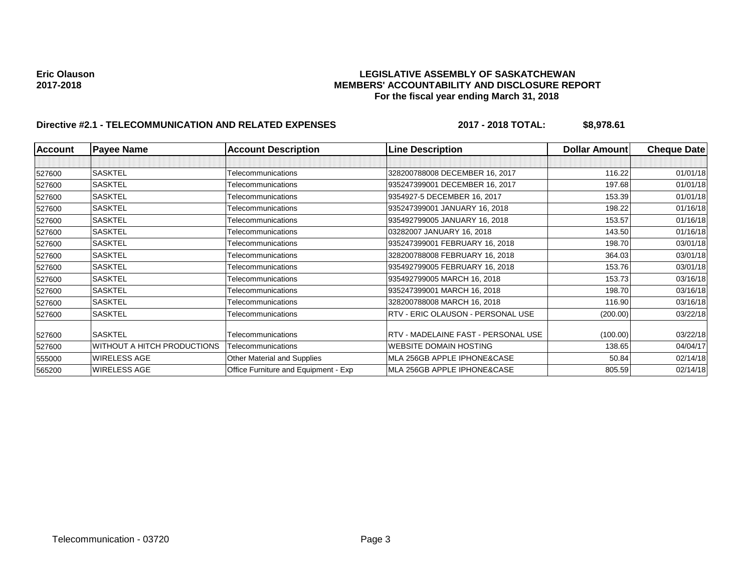**Eric Olauson**
**2017-2018**

**LEGISLATIVE ASSEMBLY OF SASKATCHEWAN**
**MEMBERS' ACCOUNTABILITY AND DISCLOSURE REPORT**
**For the fiscal year ending March 31, 2018**

**Directive #2.1 - TELECOMMUNICATION AND RELATED EXPENSES** **2017 - 2018 TOTAL: $8,978.61**

| Account | Payee Name | Account Description | Line Description | Dollar Amount | Cheque Date |
|---|---|---|---|---|---|
| | | | | | |
| 527600 | SASKTEL | Telecommunications | 328200788008 DECEMBER 16, 2017 | 116.22 | 01/01/18 |
| 527600 | SASKTEL | Telecommunications | 935247399001 DECEMBER 16, 2017 | 197.68 | 01/01/18 |
| 527600 | SASKTEL | Telecommunications | 9354927-5 DECEMBER 16, 2017 | 153.39 | 01/01/18 |
| 527600 | SASKTEL | Telecommunications | 935247399001 JANUARY 16, 2018 | 198.22 | 01/16/18 |
| 527600 | SASKTEL | Telecommunications | 935492799005 JANUARY 16, 2018 | 153.57 | 01/16/18 |
| 527600 | SASKTEL | Telecommunications | 03282007 JANUARY 16, 2018 | 143.50 | 01/16/18 |
| 527600 | SASKTEL | Telecommunications | 935247399001 FEBRUARY 16, 2018 | 198.70 | 03/01/18 |
| 527600 | SASKTEL | Telecommunications | 328200788008 FEBRUARY 16, 2018 | 364.03 | 03/01/18 |
| 527600 | SASKTEL | Telecommunications | 935492799005 FEBRUARY 16, 2018 | 153.76 | 03/01/18 |
| 527600 | SASKTEL | Telecommunications | 935492799005 MARCH 16, 2018 | 153.73 | 03/16/18 |
| 527600 | SASKTEL | Telecommunications | 935247399001 MARCH 16, 2018 | 198.70 | 03/16/18 |
| 527600 | SASKTEL | Telecommunications | 328200788008 MARCH 16, 2018 | 116.90 | 03/16/18 |
| 527600 | SASKTEL | Telecommunications | RTV - ERIC OLAUSON - PERSONAL USE | (200.00) | 03/22/18 |
| 527600 | SASKTEL | Telecommunications | RTV - MADELAINE FAST - PERSONAL USE | (100.00) | 03/22/18 |
| 527600 | WITHOUT A HITCH PRODUCTIONS | Telecommunications | WEBSITE DOMAIN HOSTING | 138.65 | 04/04/17 |
| 555000 | WIRELESS AGE | Other Material and Supplies | MLA 256GB APPLE IPHONE&CASE | 50.84 | 02/14/18 |
| 565200 | WIRELESS AGE | Office Furniture and Equipment - Exp | MLA 256GB APPLE IPHONE&CASE | 805.59 | 02/14/18 |

Telecommunication - 03720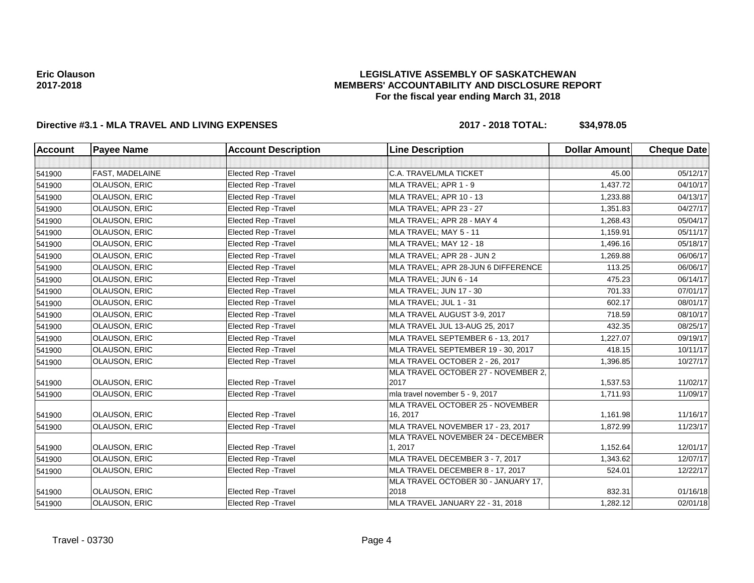**Eric Olauson**
**2017-2018**

# LEGISLATIVE ASSEMBLY OF SASKATCHEWAN
## MEMBERS' ACCOUNTABILITY AND DISCLOSURE REPORT
### For the fiscal year ending March 31, 2018

**Directive #3.1 - MLA TRAVEL AND LIVING EXPENSES** **2017 - 2018 TOTAL: $34,978.05**

| Account | Payee Name | Account Description | Line Description | Dollar Amount | Cheque Date |
|---|---|---|---|---|---|
| | | | | | |
| 541900 | FAST, MADELAINE | Elected Rep -Travel | C.A. TRAVEL/MLA TICKET | 45.00 | 05/12/17 |
| 541900 | OLAUSON, ERIC | Elected Rep -Travel | MLA TRAVEL; APR 1 - 9 | 1,437.72 | 04/10/17 |
| 541900 | OLAUSON, ERIC | Elected Rep -Travel | MLA TRAVEL; APR 10 - 13 | 1,233.88 | 04/13/17 |
| 541900 | OLAUSON, ERIC | Elected Rep -Travel | MLA TRAVEL; APR 23 - 27 | 1,351.83 | 04/27/17 |
| 541900 | OLAUSON, ERIC | Elected Rep -Travel | MLA TRAVEL; APR 28 - MAY 4 | 1,268.43 | 05/04/17 |
| 541900 | OLAUSON, ERIC | Elected Rep -Travel | MLA TRAVEL; MAY 5 - 11 | 1,159.91 | 05/11/17 |
| 541900 | OLAUSON, ERIC | Elected Rep -Travel | MLA TRAVEL; MAY 12 - 18 | 1,496.16 | 05/18/17 |
| 541900 | OLAUSON, ERIC | Elected Rep -Travel | MLA TRAVEL; APR 28 - JUN 2 | 1,269.88 | 06/06/17 |
| 541900 | OLAUSON, ERIC | Elected Rep -Travel | MLA TRAVEL; APR 28-JUN 6 DIFFERENCE | 113.25 | 06/06/17 |
| 541900 | OLAUSON, ERIC | Elected Rep -Travel | MLA TRAVEL; JUN 6 - 14 | 475.23 | 06/14/17 |
| 541900 | OLAUSON, ERIC | Elected Rep -Travel | MLA TRAVEL; JUN 17 - 30 | 701.33 | 07/01/17 |
| 541900 | OLAUSON, ERIC | Elected Rep -Travel | MLA TRAVEL; JUL 1 - 31 | 602.17 | 08/01/17 |
| 541900 | OLAUSON, ERIC | Elected Rep -Travel | MLA TRAVEL AUGUST 3-9, 2017 | 718.59 | 08/10/17 |
| 541900 | OLAUSON, ERIC | Elected Rep -Travel | MLA TRAVEL JUL 13-AUG 25, 2017 | 432.35 | 08/25/17 |
| 541900 | OLAUSON, ERIC | Elected Rep -Travel | MLA TRAVEL SEPTEMBER 6 - 13, 2017 | 1,227.07 | 09/19/17 |
| 541900 | OLAUSON, ERIC | Elected Rep -Travel | MLA TRAVEL SEPTEMBER 19 - 30, 2017 | 418.15 | 10/11/17 |
| 541900 | OLAUSON, ERIC | Elected Rep -Travel | MLA TRAVEL OCTOBER 2 - 26, 2017 | 1,396.85 | 10/27/17 |
| 541900 | OLAUSON, ERIC | Elected Rep -Travel | MLA TRAVEL OCTOBER 27 - NOVEMBER 2, 2017 | 1,537.53 | 11/02/17 |
| 541900 | OLAUSON, ERIC | Elected Rep -Travel | mla travel november 5 - 9, 2017 | 1,711.93 | 11/09/17 |
| 541900 | OLAUSON, ERIC | Elected Rep -Travel | MLA TRAVEL OCTOBER 25 - NOVEMBER 16, 2017 | 1,161.98 | 11/16/17 |
| 541900 | OLAUSON, ERIC | Elected Rep -Travel | MLA TRAVEL NOVEMBER 17 - 23, 2017 | 1,872.99 | 11/23/17 |
| 541900 | OLAUSON, ERIC | Elected Rep -Travel | MLA TRAVEL NOVEMBER 24 - DECEMBER 1, 2017 | 1,152.64 | 12/01/17 |
| 541900 | OLAUSON, ERIC | Elected Rep -Travel | MLA TRAVEL DECEMBER 3 - 7, 2017 | 1,343.62 | 12/07/17 |
| 541900 | OLAUSON, ERIC | Elected Rep -Travel | MLA TRAVEL DECEMBER 8 - 17, 2017 | 524.01 | 12/22/17 |
| 541900 | OLAUSON, ERIC | Elected Rep -Travel | MLA TRAVEL OCTOBER 30 - JANUARY 17, 2018 | 832.31 | 01/16/18 |
| 541900 | OLAUSON, ERIC | Elected Rep -Travel | MLA TRAVEL JANUARY 22 - 31, 2018 | 1,282.12 | 02/01/18 |

Travel - 03730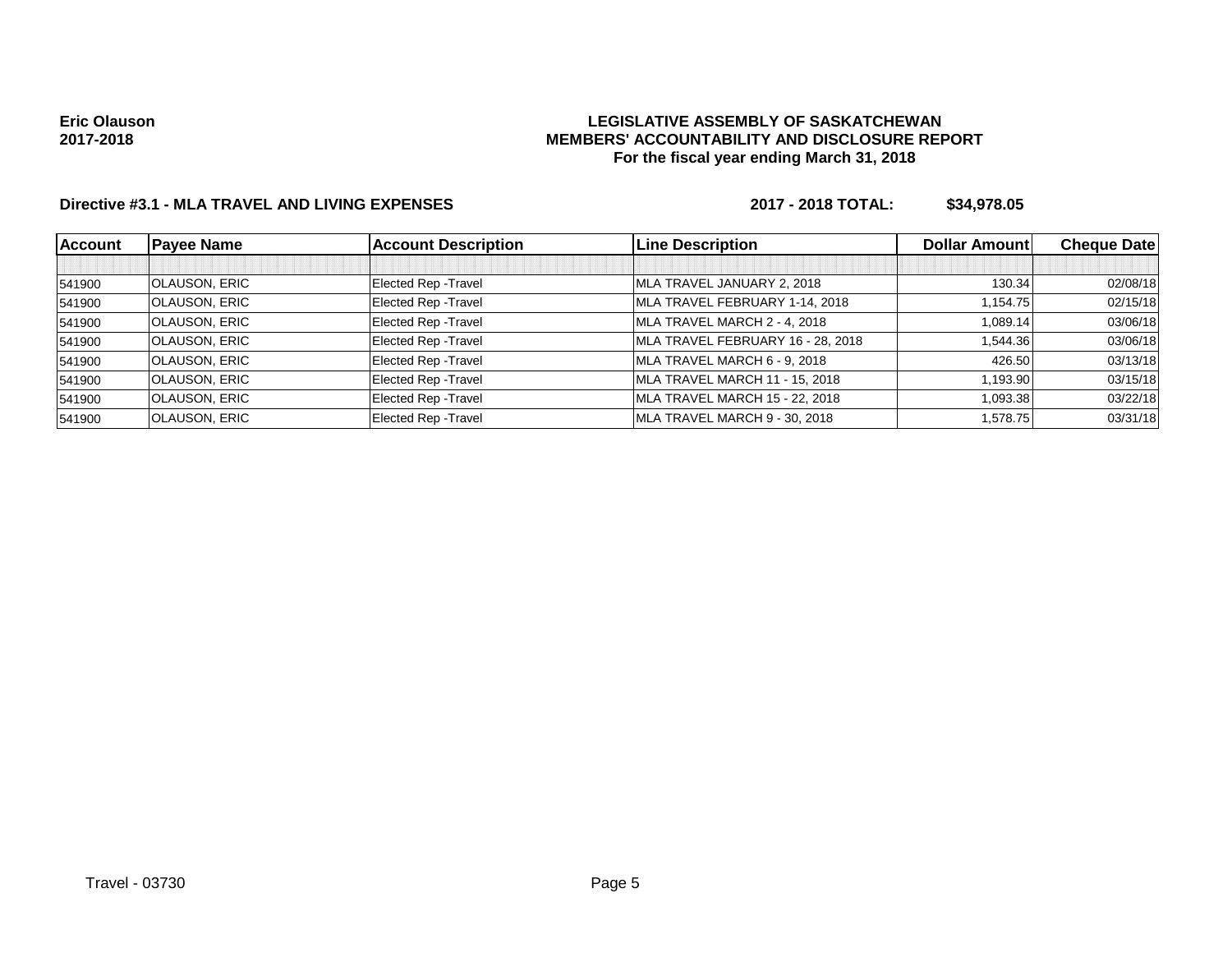**Eric Olauson**
**2017-2018**

**LEGISLATIVE ASSEMBLY OF SASKATCHEWAN**
**MEMBERS' ACCOUNTABILITY AND DISCLOSURE REPORT**
**For the fiscal year ending March 31, 2018**

**Directive #3.1 - MLA TRAVEL AND LIVING EXPENSES** **2017 - 2018 TOTAL: $34,978.05**

| Account | Payee Name | Account Description | Line Description | Dollar Amount | Cheque Date |
|---|---|---|---|---|---|
| | | | | | |
| 541900 | OLAUSON, ERIC | Elected Rep -Travel | MLA TRAVEL JANUARY 2, 2018 | 130.34 | 02/08/18 |
| 541900 | OLAUSON, ERIC | Elected Rep -Travel | MLA TRAVEL FEBRUARY 1-14, 2018 | 1,154.75 | 02/15/18 |
| 541900 | OLAUSON, ERIC | Elected Rep -Travel | MLA TRAVEL MARCH 2 - 4, 2018 | 1,089.14 | 03/06/18 |
| 541900 | OLAUSON, ERIC | Elected Rep -Travel | MLA TRAVEL FEBRUARY 16 - 28, 2018 | 1,544.36 | 03/06/18 |
| 541900 | OLAUSON, ERIC | Elected Rep -Travel | MLA TRAVEL MARCH 6 - 9, 2018 | 426.50 | 03/13/18 |
| 541900 | OLAUSON, ERIC | Elected Rep -Travel | MLA TRAVEL MARCH 11 - 15, 2018 | 1,193.90 | 03/15/18 |
| 541900 | OLAUSON, ERIC | Elected Rep -Travel | MLA TRAVEL MARCH 15 - 22, 2018 | 1,093.38 | 03/22/18 |
| 541900 | OLAUSON, ERIC | Elected Rep -Travel | MLA TRAVEL MARCH 9 - 30, 2018 | 1,578.75 | 03/31/18 |

Travel - 03730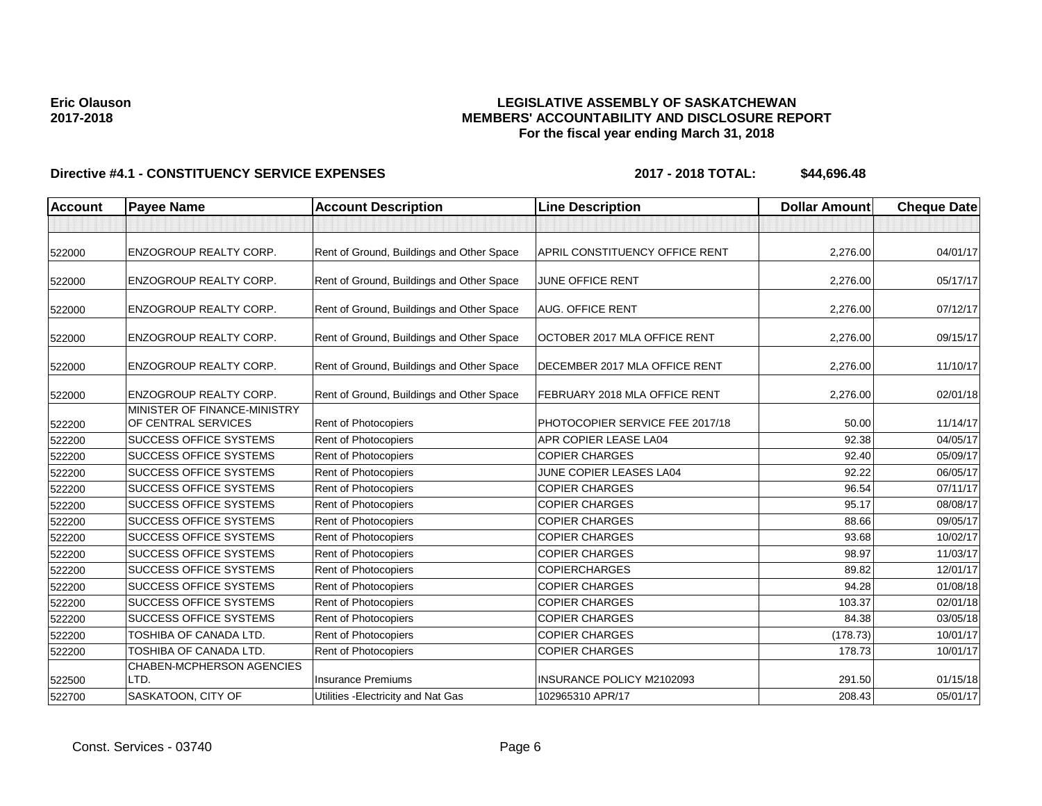**Eric Olauson**
**2017-2018**

**LEGISLATIVE ASSEMBLY OF SASKATCHEWAN**
**MEMBERS' ACCOUNTABILITY AND DISCLOSURE REPORT**
**For the fiscal year ending March 31, 2018**

**Directive #4.1 - CONSTITUENCY SERVICE EXPENSES** **2017 - 2018 TOTAL: $44,696.48**

| Account | Payee Name | Account Description | Line Description | Dollar Amount | Cheque Date |
|---|---|---|---|---|---|
| | | | | | |
| 522000 | ENZOGROUP REALTY CORP. | Rent of Ground, Buildings and Other Space | APRIL CONSTITUENCY OFFICE RENT | 2,276.00 | 04/01/17 |
| 522000 | ENZOGROUP REALTY CORP. | Rent of Ground, Buildings and Other Space | JUNE OFFICE RENT | 2,276.00 | 05/17/17 |
| 522000 | ENZOGROUP REALTY CORP. | Rent of Ground, Buildings and Other Space | AUG. OFFICE RENT | 2,276.00 | 07/12/17 |
| 522000 | ENZOGROUP REALTY CORP. | Rent of Ground, Buildings and Other Space | OCTOBER 2017 MLA OFFICE RENT | 2,276.00 | 09/15/17 |
| 522000 | ENZOGROUP REALTY CORP. | Rent of Ground, Buildings and Other Space | DECEMBER 2017 MLA OFFICE RENT | 2,276.00 | 11/10/17 |
| 522000 | ENZOGROUP REALTY CORP. | Rent of Ground, Buildings and Other Space | FEBRUARY 2018 MLA OFFICE RENT | 2,276.00 | 02/01/18 |
| 522200 | MINISTER OF FINANCE-MINISTRY OF CENTRAL SERVICES | Rent of Photocopiers | PHOTOCOPIER SERVICE FEE 2017/18 | 50.00 | 11/14/17 |
| 522200 | SUCCESS OFFICE SYSTEMS | Rent of Photocopiers | APR COPIER LEASE LA04 | 92.38 | 04/05/17 |
| 522200 | SUCCESS OFFICE SYSTEMS | Rent of Photocopiers | COPIER CHARGES | 92.40 | 05/09/17 |
| 522200 | SUCCESS OFFICE SYSTEMS | Rent of Photocopiers | JUNE COPIER LEASES LA04 | 92.22 | 06/05/17 |
| 522200 | SUCCESS OFFICE SYSTEMS | Rent of Photocopiers | COPIER CHARGES | 96.54 | 07/11/17 |
| 522200 | SUCCESS OFFICE SYSTEMS | Rent of Photocopiers | COPIER CHARGES | 95.17 | 08/08/17 |
| 522200 | SUCCESS OFFICE SYSTEMS | Rent of Photocopiers | COPIER CHARGES | 88.66 | 09/05/17 |
| 522200 | SUCCESS OFFICE SYSTEMS | Rent of Photocopiers | COPIER CHARGES | 93.68 | 10/02/17 |
| 522200 | SUCCESS OFFICE SYSTEMS | Rent of Photocopiers | COPIER CHARGES | 98.97 | 11/03/17 |
| 522200 | SUCCESS OFFICE SYSTEMS | Rent of Photocopiers | COPIERCHARGES | 89.82 | 12/01/17 |
| 522200 | SUCCESS OFFICE SYSTEMS | Rent of Photocopiers | COPIER CHARGES | 94.28 | 01/08/18 |
| 522200 | SUCCESS OFFICE SYSTEMS | Rent of Photocopiers | COPIER CHARGES | 103.37 | 02/01/18 |
| 522200 | SUCCESS OFFICE SYSTEMS | Rent of Photocopiers | COPIER CHARGES | 84.38 | 03/05/18 |
| 522200 | TOSHIBA OF CANADA LTD. | Rent of Photocopiers | COPIER CHARGES | (178.73) | 10/01/17 |
| 522200 | TOSHIBA OF CANADA LTD. | Rent of Photocopiers | COPIER CHARGES | 178.73 | 10/01/17 |
| 522500 | CHABEN-MCPHERSON AGENCIES LTD. | Insurance Premiums | INSURANCE POLICY M2102093 | 291.50 | 01/15/18 |
| 522700 | SASKATOON, CITY OF | Utilities -Electricity and Nat Gas | 102965310 APR/17 | 208.43 | 05/01/17 |

Const. Services - 03740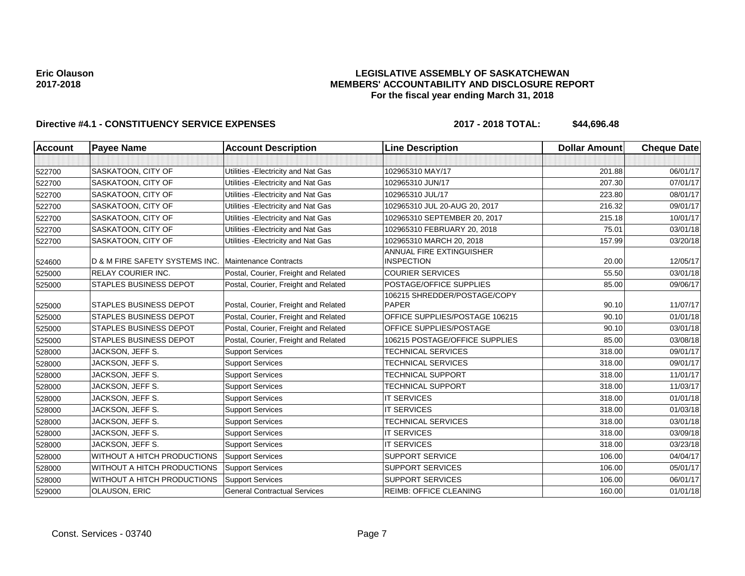**Eric Olauson**
**2017-2018**

# LEGISLATIVE ASSEMBLY OF SASKATCHEWAN
## MEMBERS' ACCOUNTABILITY AND DISCLOSURE REPORT
### For the fiscal year ending March 31, 2018

**Directive #4.1 - CONSTITUENCY SERVICE EXPENSES** **2017 - 2018 TOTAL: $44,696.48**

| Account | Payee Name | Account Description | Line Description | Dollar Amount | Cheque Date |
|---|---|---|---|---|---|
| | | | | | |
| 522700 | SASKATOON, CITY OF | Utilities -Electricity and Nat Gas | 102965310 MAY/17 | 201.88 | 06/01/17 |
| 522700 | SASKATOON, CITY OF | Utilities -Electricity and Nat Gas | 102965310 JUN/17 | 207.30 | 07/01/17 |
| 522700 | SASKATOON, CITY OF | Utilities -Electricity and Nat Gas | 102965310 JUL/17 | 223.80 | 08/01/17 |
| 522700 | SASKATOON, CITY OF | Utilities -Electricity and Nat Gas | 102965310 JUL 20-AUG 20, 2017 | 216.32 | 09/01/17 |
| 522700 | SASKATOON, CITY OF | Utilities -Electricity and Nat Gas | 102965310 SEPTEMBER 20, 2017 | 215.18 | 10/01/17 |
| 522700 | SASKATOON, CITY OF | Utilities -Electricity and Nat Gas | 102965310 FEBRUARY 20, 2018 | 75.01 | 03/01/18 |
| 522700 | SASKATOON, CITY OF | Utilities -Electricity and Nat Gas | 102965310 MARCH 20, 2018 | 157.99 | 03/20/18 |
| 524600 | D & M FIRE SAFETY SYSTEMS INC. | Maintenance Contracts | ANNUAL FIRE EXTINGUISHER INSPECTION | 20.00 | 12/05/17 |
| 525000 | RELAY COURIER INC. | Postal, Courier, Freight and Related | COURIER SERVICES | 55.50 | 03/01/18 |
| 525000 | STAPLES BUSINESS DEPOT | Postal, Courier, Freight and Related | POSTAGE/OFFICE SUPPLIES | 85.00 | 09/06/17 |
| 525000 | STAPLES BUSINESS DEPOT | Postal, Courier, Freight and Related | 106215 SHREDDER/POSTAGE/COPY PAPER | 90.10 | 11/07/17 |
| 525000 | STAPLES BUSINESS DEPOT | Postal, Courier, Freight and Related | OFFICE SUPPLIES/POSTAGE 106215 | 90.10 | 01/01/18 |
| 525000 | STAPLES BUSINESS DEPOT | Postal, Courier, Freight and Related | OFFICE SUPPLIES/POSTAGE | 90.10 | 03/01/18 |
| 525000 | STAPLES BUSINESS DEPOT | Postal, Courier, Freight and Related | 106215 POSTAGE/OFFICE SUPPLIES | 85.00 | 03/08/18 |
| 528000 | JACKSON, JEFF S. | Support Services | TECHNICAL SERVICES | 318.00 | 09/01/17 |
| 528000 | JACKSON, JEFF S. | Support Services | TECHNICAL SERVICES | 318.00 | 09/01/17 |
| 528000 | JACKSON, JEFF S. | Support Services | TECHNICAL SUPPORT | 318.00 | 11/01/17 |
| 528000 | JACKSON, JEFF S. | Support Services | TECHNICAL SUPPORT | 318.00 | 11/03/17 |
| 528000 | JACKSON, JEFF S. | Support Services | IT SERVICES | 318.00 | 01/01/18 |
| 528000 | JACKSON, JEFF S. | Support Services | IT SERVICES | 318.00 | 01/03/18 |
| 528000 | JACKSON, JEFF S. | Support Services | TECHNICAL SERVICES | 318.00 | 03/01/18 |
| 528000 | JACKSON, JEFF S. | Support Services | IT SERVICES | 318.00 | 03/09/18 |
| 528000 | JACKSON, JEFF S. | Support Services | IT SERVICES | 318.00 | 03/23/18 |
| 528000 | WITHOUT A HITCH PRODUCTIONS | Support Services | SUPPORT SERVICE | 106.00 | 04/04/17 |
| 528000 | WITHOUT A HITCH PRODUCTIONS | Support Services | SUPPORT SERVICES | 106.00 | 05/01/17 |
| 528000 | WITHOUT A HITCH PRODUCTIONS | Support Services | SUPPORT SERVICES | 106.00 | 06/01/17 |
| 529000 | OLAUSON, ERIC | General Contractual Services | REIMB: OFFICE CLEANING | 160.00 | 01/01/18 |

Const. Services - 03740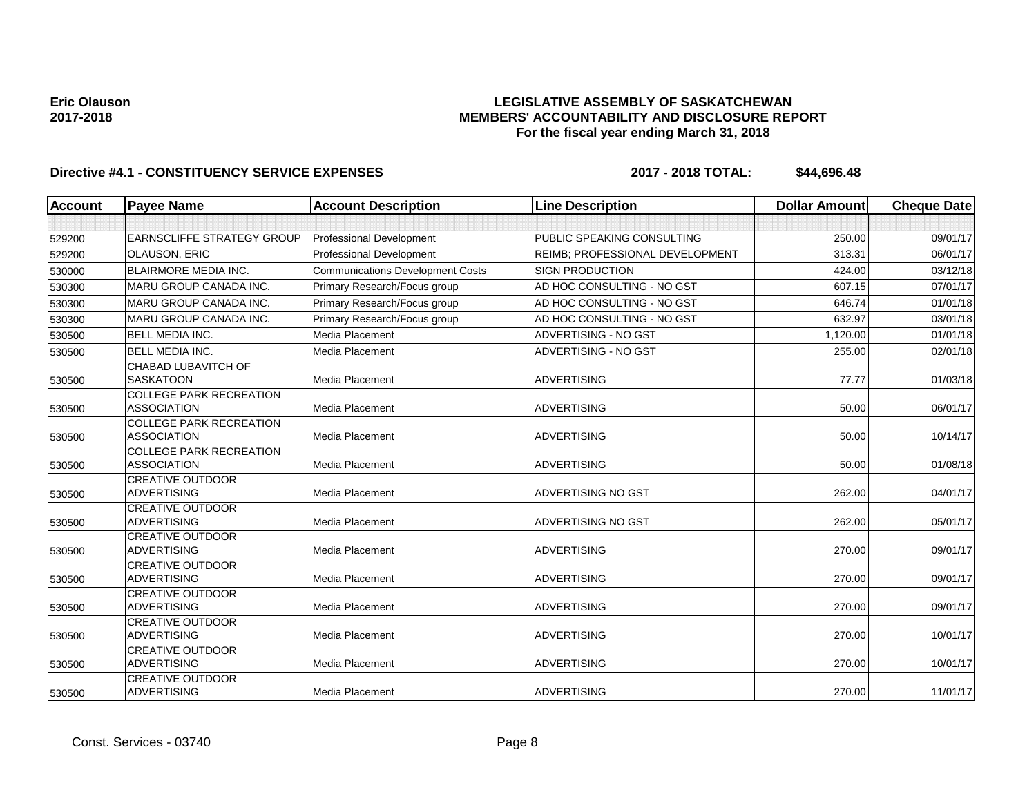**Eric Olauson**
**2017-2018**

**LEGISLATIVE ASSEMBLY OF SASKATCHEWAN**
**MEMBERS' ACCOUNTABILITY AND DISCLOSURE REPORT**
**For the fiscal year ending March 31, 2018**

**Directive #4.1 - CONSTITUENCY SERVICE EXPENSES** **2017 - 2018 TOTAL: $44,696.48**

| Account | Payee Name | Account Description | Line Description | Dollar Amount | Cheque Date |
|---|---|---|---|---|---|
| | | | | | |
| 529200 | EARNSCLIFFE STRATEGY GROUP | Professional Development | PUBLIC SPEAKING CONSULTING | 250.00 | 09/01/17 |
| 529200 | OLAUSON, ERIC | Professional Development | REIMB; PROFESSIONAL DEVELOPMENT | 313.31 | 06/01/17 |
| 530000 | BLAIRMORE MEDIA INC. | Communications Development Costs | SIGN PRODUCTION | 424.00 | 03/12/18 |
| 530300 | MARU GROUP CANADA INC. | Primary Research/Focus group | AD HOC CONSULTING - NO GST | 607.15 | 07/01/17 |
| 530300 | MARU GROUP CANADA INC. | Primary Research/Focus group | AD HOC CONSULTING - NO GST | 646.74 | 01/01/18 |
| 530300 | MARU GROUP CANADA INC. | Primary Research/Focus group | AD HOC CONSULTING - NO GST | 632.97 | 03/01/18 |
| 530500 | BELL MEDIA INC. | Media Placement | ADVERTISING - NO GST | 1,120.00 | 01/01/18 |
| 530500 | BELL MEDIA INC. | Media Placement | ADVERTISING - NO GST | 255.00 | 02/01/18 |
| 530500 | CHABAD LUBAVITCH OF SASKATOON | Media Placement | ADVERTISING | 77.77 | 01/03/18 |
| 530500 | COLLEGE PARK RECREATION ASSOCIATION | Media Placement | ADVERTISING | 50.00 | 06/01/17 |
| 530500 | COLLEGE PARK RECREATION ASSOCIATION | Media Placement | ADVERTISING | 50.00 | 10/14/17 |
| 530500 | COLLEGE PARK RECREATION ASSOCIATION | Media Placement | ADVERTISING | 50.00 | 01/08/18 |
| 530500 | CREATIVE OUTDOOR ADVERTISING | Media Placement | ADVERTISING NO GST | 262.00 | 04/01/17 |
| 530500 | CREATIVE OUTDOOR ADVERTISING | Media Placement | ADVERTISING NO GST | 262.00 | 05/01/17 |
| 530500 | CREATIVE OUTDOOR ADVERTISING | Media Placement | ADVERTISING | 270.00 | 09/01/17 |
| 530500 | CREATIVE OUTDOOR ADVERTISING | Media Placement | ADVERTISING | 270.00 | 09/01/17 |
| 530500 | CREATIVE OUTDOOR ADVERTISING | Media Placement | ADVERTISING | 270.00 | 09/01/17 |
| 530500 | CREATIVE OUTDOOR ADVERTISING | Media Placement | ADVERTISING | 270.00 | 10/01/17 |
| 530500 | CREATIVE OUTDOOR ADVERTISING | Media Placement | ADVERTISING | 270.00 | 10/01/17 |
| 530500 | CREATIVE OUTDOOR ADVERTISING | Media Placement | ADVERTISING | 270.00 | 11/01/17 |

Const. Services - 03740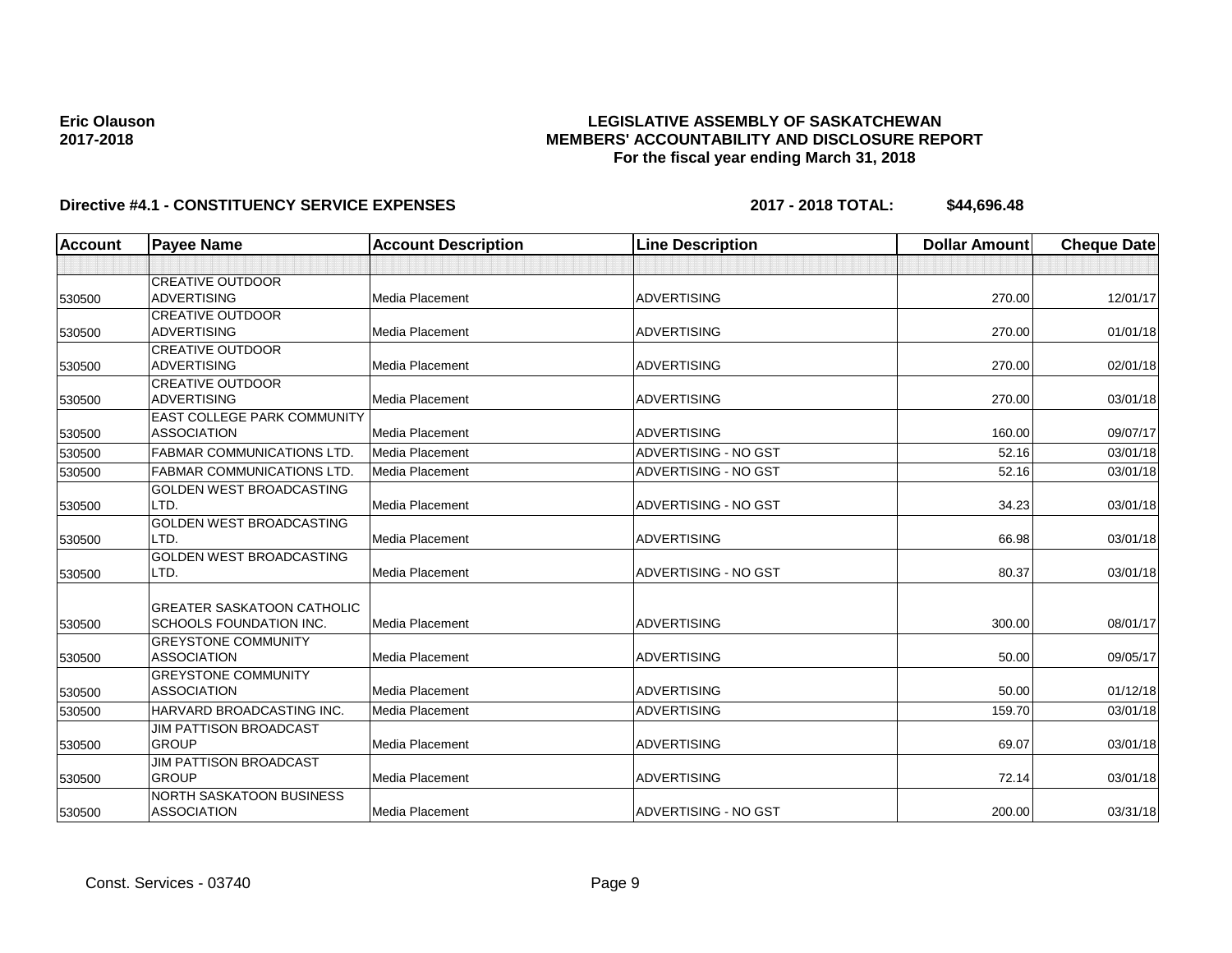**Eric Olauson**
**2017-2018**

# LEGISLATIVE ASSEMBLY OF SASKATCHEWAN
## MEMBERS' ACCOUNTABILITY AND DISCLOSURE REPORT
### For the fiscal year ending March 31, 2018

**Directive #4.1 - CONSTITUENCY SERVICE EXPENSES** **2017 - 2018 TOTAL: $44,696.48**

| Account | Payee Name | Account Description | Line Description | Dollar Amount | Cheque Date |
|---|---|---|---|---|---|
| | | | | | |
| 530500 | CREATIVE OUTDOOR ADVERTISING | Media Placement | ADVERTISING | 270.00 | 12/01/17 |
| 530500 | CREATIVE OUTDOOR ADVERTISING | Media Placement | ADVERTISING | 270.00 | 01/01/18 |
| 530500 | CREATIVE OUTDOOR ADVERTISING | Media Placement | ADVERTISING | 270.00 | 02/01/18 |
| 530500 | CREATIVE OUTDOOR ADVERTISING | Media Placement | ADVERTISING | 270.00 | 03/01/18 |
| 530500 | EAST COLLEGE PARK COMMUNITY ASSOCIATION | Media Placement | ADVERTISING | 160.00 | 09/07/17 |
| 530500 | FABMAR COMMUNICATIONS LTD. | Media Placement | ADVERTISING - NO GST | 52.16 | 03/01/18 |
| 530500 | FABMAR COMMUNICATIONS LTD. | Media Placement | ADVERTISING - NO GST | 52.16 | 03/01/18 |
| 530500 | GOLDEN WEST BROADCASTING LTD. | Media Placement | ADVERTISING - NO GST | 34.23 | 03/01/18 |
| 530500 | GOLDEN WEST BROADCASTING LTD. | Media Placement | ADVERTISING | 66.98 | 03/01/18 |
| 530500 | GOLDEN WEST BROADCASTING LTD. | Media Placement | ADVERTISING - NO GST | 80.37 | 03/01/18 |
| 530500 | GREATER SASKATOON CATHOLIC SCHOOLS FOUNDATION INC. | Media Placement | ADVERTISING | 300.00 | 08/01/17 |
| 530500 | GREYSTONE COMMUNITY ASSOCIATION | Media Placement | ADVERTISING | 50.00 | 09/05/17 |
| 530500 | GREYSTONE COMMUNITY ASSOCIATION | Media Placement | ADVERTISING | 50.00 | 01/12/18 |
| 530500 | HARVARD BROADCASTING INC. | Media Placement | ADVERTISING | 159.70 | 03/01/18 |
| 530500 | JIM PATTISON BROADCAST GROUP | Media Placement | ADVERTISING | 69.07 | 03/01/18 |
| 530500 | JIM PATTISON BROADCAST GROUP | Media Placement | ADVERTISING | 72.14 | 03/01/18 |
| 530500 | NORTH SASKATOON BUSINESS ASSOCIATION | Media Placement | ADVERTISING - NO GST | 200.00 | 03/31/18 |

Const. Services - 03740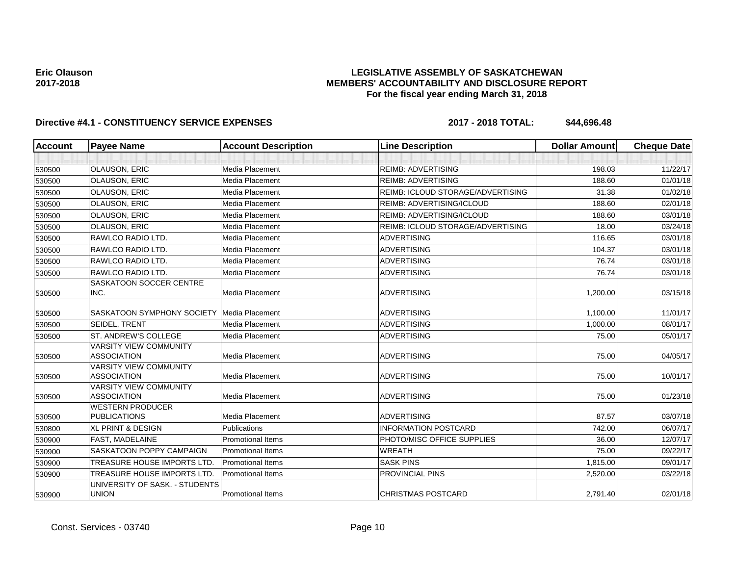**Eric Olauson**
**2017-2018**

**LEGISLATIVE ASSEMBLY OF SASKATCHEWAN**
**MEMBERS' ACCOUNTABILITY AND DISCLOSURE REPORT**
**For the fiscal year ending March 31, 2018**

**Directive #4.1 - CONSTITUENCY SERVICE EXPENSES** **2017 - 2018 TOTAL: $44,696.48**

| Account | Payee Name | Account Description | Line Description | Dollar Amount | Cheque Date |
|---|---|---|---|---|---|
| | | | | | |
| 530500 | OLAUSON, ERIC | Media Placement | REIMB: ADVERTISING | 198.03 | 11/22/17 |
| 530500 | OLAUSON, ERIC | Media Placement | REIMB: ADVERTISING | 188.60 | 01/01/18 |
| 530500 | OLAUSON, ERIC | Media Placement | REIMB: ICLOUD STORAGE/ADVERTISING | 31.38 | 01/02/18 |
| 530500 | OLAUSON, ERIC | Media Placement | REIMB: ADVERTISING/ICLOUD | 188.60 | 02/01/18 |
| 530500 | OLAUSON, ERIC | Media Placement | REIMB: ADVERTISING/ICLOUD | 188.60 | 03/01/18 |
| 530500 | OLAUSON, ERIC | Media Placement | REIMB: ICLOUD STORAGE/ADVERTISING | 18.00 | 03/24/18 |
| 530500 | RAWLCO RADIO LTD. | Media Placement | ADVERTISING | 116.65 | 03/01/18 |
| 530500 | RAWLCO RADIO LTD. | Media Placement | ADVERTISING | 104.37 | 03/01/18 |
| 530500 | RAWLCO RADIO LTD. | Media Placement | ADVERTISING | 76.74 | 03/01/18 |
| 530500 | RAWLCO RADIO LTD. | Media Placement | ADVERTISING | 76.74 | 03/01/18 |
| 530500 | SASKATOON SOCCER CENTRE INC. | Media Placement | ADVERTISING | 1,200.00 | 03/15/18 |
| 530500 | SASKATOON SYMPHONY SOCIETY | Media Placement | ADVERTISING | 1,100.00 | 11/01/17 |
| 530500 | SEIDEL, TRENT | Media Placement | ADVERTISING | 1,000.00 | 08/01/17 |
| 530500 | ST. ANDREW'S COLLEGE | Media Placement | ADVERTISING | 75.00 | 05/01/17 |
| 530500 | VARSITY VIEW COMMUNITY ASSOCIATION | Media Placement | ADVERTISING | 75.00 | 04/05/17 |
| 530500 | VARSITY VIEW COMMUNITY ASSOCIATION | Media Placement | ADVERTISING | 75.00 | 10/01/17 |
| 530500 | VARSITY VIEW COMMUNITY ASSOCIATION | Media Placement | ADVERTISING | 75.00 | 01/23/18 |
| 530500 | WESTERN PRODUCER PUBLICATIONS | Media Placement | ADVERTISING | 87.57 | 03/07/18 |
| 530800 | XL PRINT & DESIGN | Publications | INFORMATION POSTCARD | 742.00 | 06/07/17 |
| 530900 | FAST, MADELAINE | Promotional Items | PHOTO/MISC OFFICE SUPPLIES | 36.00 | 12/07/17 |
| 530900 | SASKATOON POPPY CAMPAIGN | Promotional Items | WREATH | 75.00 | 09/22/17 |
| 530900 | TREASURE HOUSE IMPORTS LTD. | Promotional Items | SASK PINS | 1,815.00 | 09/01/17 |
| 530900 | TREASURE HOUSE IMPORTS LTD. | Promotional Items | PROVINCIAL PINS | 2,520.00 | 03/22/18 |
| 530900 | UNIVERSITY OF SASK. - STUDENTS UNION | Promotional Items | CHRISTMAS POSTCARD | 2,791.40 | 02/01/18 |

Const. Services - 03740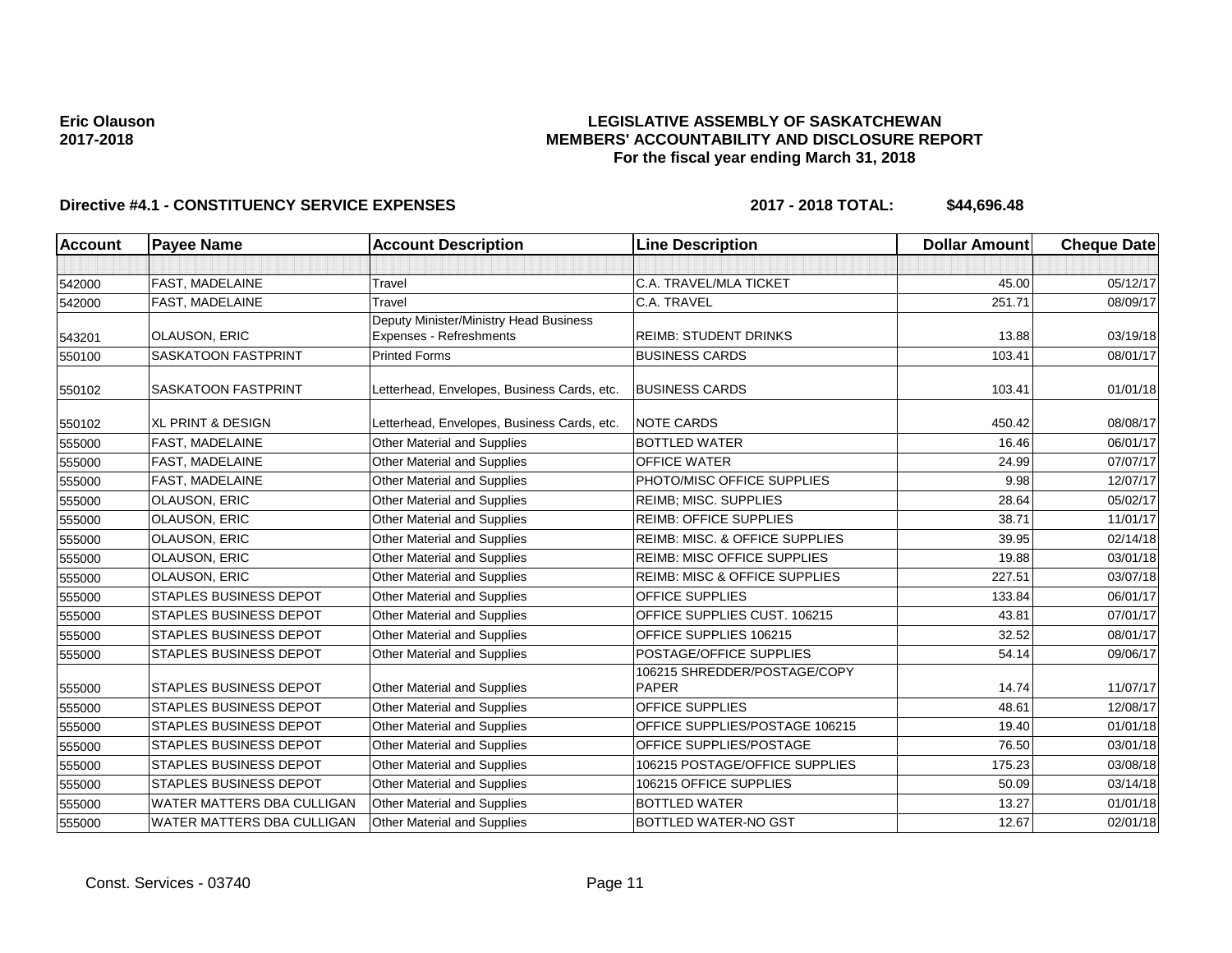**Eric Olauson**
**2017-2018**

**LEGISLATIVE ASSEMBLY OF SASKATCHEWAN**
**MEMBERS' ACCOUNTABILITY AND DISCLOSURE REPORT**
**For the fiscal year ending March 31, 2018**

**Directive #4.1 - CONSTITUENCY SERVICE EXPENSES** **2017 - 2018 TOTAL: $44,696.48**

| Account | Payee Name | Account Description | Line Description | Dollar Amount | Cheque Date |
|---|---|---|---|---|---|
| | | | | | |
| 542000 | FAST, MADELAINE | Travel | C.A. TRAVEL/MLA TICKET | 45.00 | 05/12/17 |
| 542000 | FAST, MADELAINE | Travel | C.A. TRAVEL | 251.71 | 08/09/17 |
| 543201 | OLAUSON, ERIC | Deputy Minister/Ministry Head Business Expenses - Refreshments | REIMB: STUDENT DRINKS | 13.88 | 03/19/18 |
| 550100 | SASKATOON FASTPRINT | Printed Forms | BUSINESS CARDS | 103.41 | 08/01/17 |
| 550102 | SASKATOON FASTPRINT | Letterhead, Envelopes, Business Cards, etc. | BUSINESS CARDS | 103.41 | 01/01/18 |
| 550102 | XL PRINT & DESIGN | Letterhead, Envelopes, Business Cards, etc. | NOTE CARDS | 450.42 | 08/08/17 |
| 555000 | FAST, MADELAINE | Other Material and Supplies | BOTTLED WATER | 16.46 | 06/01/17 |
| 555000 | FAST, MADELAINE | Other Material and Supplies | OFFICE WATER | 24.99 | 07/07/17 |
| 555000 | FAST, MADELAINE | Other Material and Supplies | PHOTO/MISC OFFICE SUPPLIES | 9.98 | 12/07/17 |
| 555000 | OLAUSON, ERIC | Other Material and Supplies | REIMB; MISC. SUPPLIES | 28.64 | 05/02/17 |
| 555000 | OLAUSON, ERIC | Other Material and Supplies | REIMB: OFFICE SUPPLIES | 38.71 | 11/01/17 |
| 555000 | OLAUSON, ERIC | Other Material and Supplies | REIMB: MISC. & OFFICE SUPPLIES | 39.95 | 02/14/18 |
| 555000 | OLAUSON, ERIC | Other Material and Supplies | REIMB: MISC OFFICE SUPPLIES | 19.88 | 03/01/18 |
| 555000 | OLAUSON, ERIC | Other Material and Supplies | REIMB: MISC & OFFICE SUPPLIES | 227.51 | 03/07/18 |
| 555000 | STAPLES BUSINESS DEPOT | Other Material and Supplies | OFFICE SUPPLIES | 133.84 | 06/01/17 |
| 555000 | STAPLES BUSINESS DEPOT | Other Material and Supplies | OFFICE SUPPLIES CUST. 106215 | 43.81 | 07/01/17 |
| 555000 | STAPLES BUSINESS DEPOT | Other Material and Supplies | OFFICE SUPPLIES 106215 | 32.52 | 08/01/17 |
| 555000 | STAPLES BUSINESS DEPOT | Other Material and Supplies | POSTAGE/OFFICE SUPPLIES | 54.14 | 09/06/17 |
| 555000 | STAPLES BUSINESS DEPOT | Other Material and Supplies | 106215 SHREDDER/POSTAGE/COPY PAPER | 14.74 | 11/07/17 |
| 555000 | STAPLES BUSINESS DEPOT | Other Material and Supplies | OFFICE SUPPLIES | 48.61 | 12/08/17 |
| 555000 | STAPLES BUSINESS DEPOT | Other Material and Supplies | OFFICE SUPPLIES/POSTAGE 106215 | 19.40 | 01/01/18 |
| 555000 | STAPLES BUSINESS DEPOT | Other Material and Supplies | OFFICE SUPPLIES/POSTAGE | 76.50 | 03/01/18 |
| 555000 | STAPLES BUSINESS DEPOT | Other Material and Supplies | 106215 POSTAGE/OFFICE SUPPLIES | 175.23 | 03/08/18 |
| 555000 | STAPLES BUSINESS DEPOT | Other Material and Supplies | 106215 OFFICE SUPPLIES | 50.09 | 03/14/18 |
| 555000 | WATER MATTERS DBA CULLIGAN | Other Material and Supplies | BOTTLED WATER | 13.27 | 01/01/18 |
| 555000 | WATER MATTERS DBA CULLIGAN | Other Material and Supplies | BOTTLED WATER-NO GST | 12.67 | 02/01/18 |

Const. Services - 03740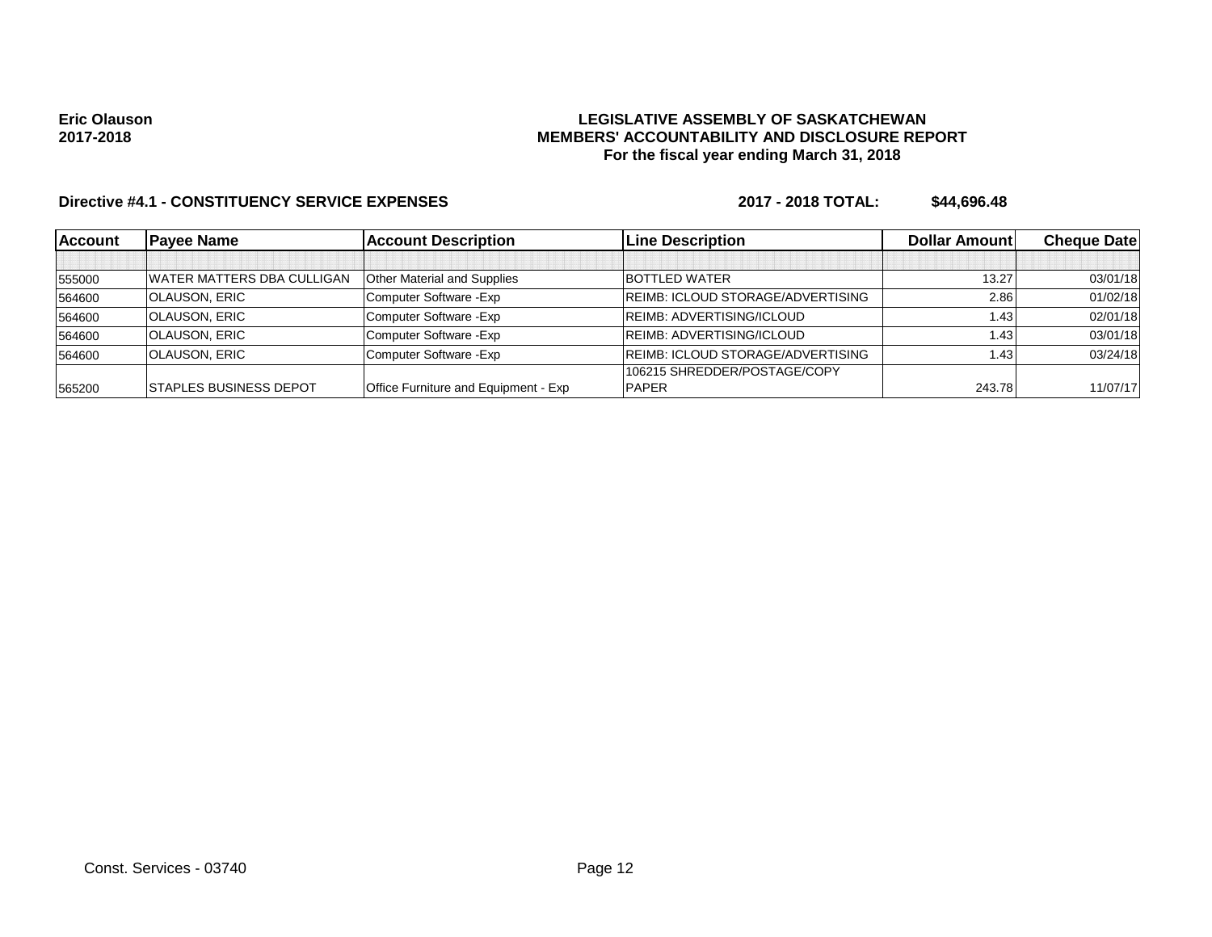**Eric Olauson**
**2017-2018**

**LEGISLATIVE ASSEMBLY OF SASKATCHEWAN**
**MEMBERS' ACCOUNTABILITY AND DISCLOSURE REPORT**
**For the fiscal year ending March 31, 2018**

**Directive #4.1 - CONSTITUENCY SERVICE EXPENSES** **2017 - 2018 TOTAL: $44,696.48**

| Account | Payee Name | Account Description | Line Description | Dollar Amount | Cheque Date |
|---|---|---|---|---|---|
| | | | | | |
| 555000 | WATER MATTERS DBA CULLIGAN | Other Material and Supplies | BOTTLED WATER | 13.27 | 03/01/18 |
| 564600 | OLAUSON, ERIC | Computer Software -Exp | REIMB: ICLOUD STORAGE/ADVERTISING | 2.86 | 01/02/18 |
| 564600 | OLAUSON, ERIC | Computer Software -Exp | REIMB: ADVERTISING/ICLOUD | 1.43 | 02/01/18 |
| 564600 | OLAUSON, ERIC | Computer Software -Exp | REIMB: ADVERTISING/ICLOUD | 1.43 | 03/01/18 |
| 564600 | OLAUSON, ERIC | Computer Software -Exp | REIMB: ICLOUD STORAGE/ADVERTISING | 1.43 | 03/24/18 |
| 565200 | STAPLES BUSINESS DEPOT | Office Furniture and Equipment - Exp | 106215 SHREDDER/POSTAGE/COPY PAPER | 243.78 | 11/07/17 |

Const. Services - 03740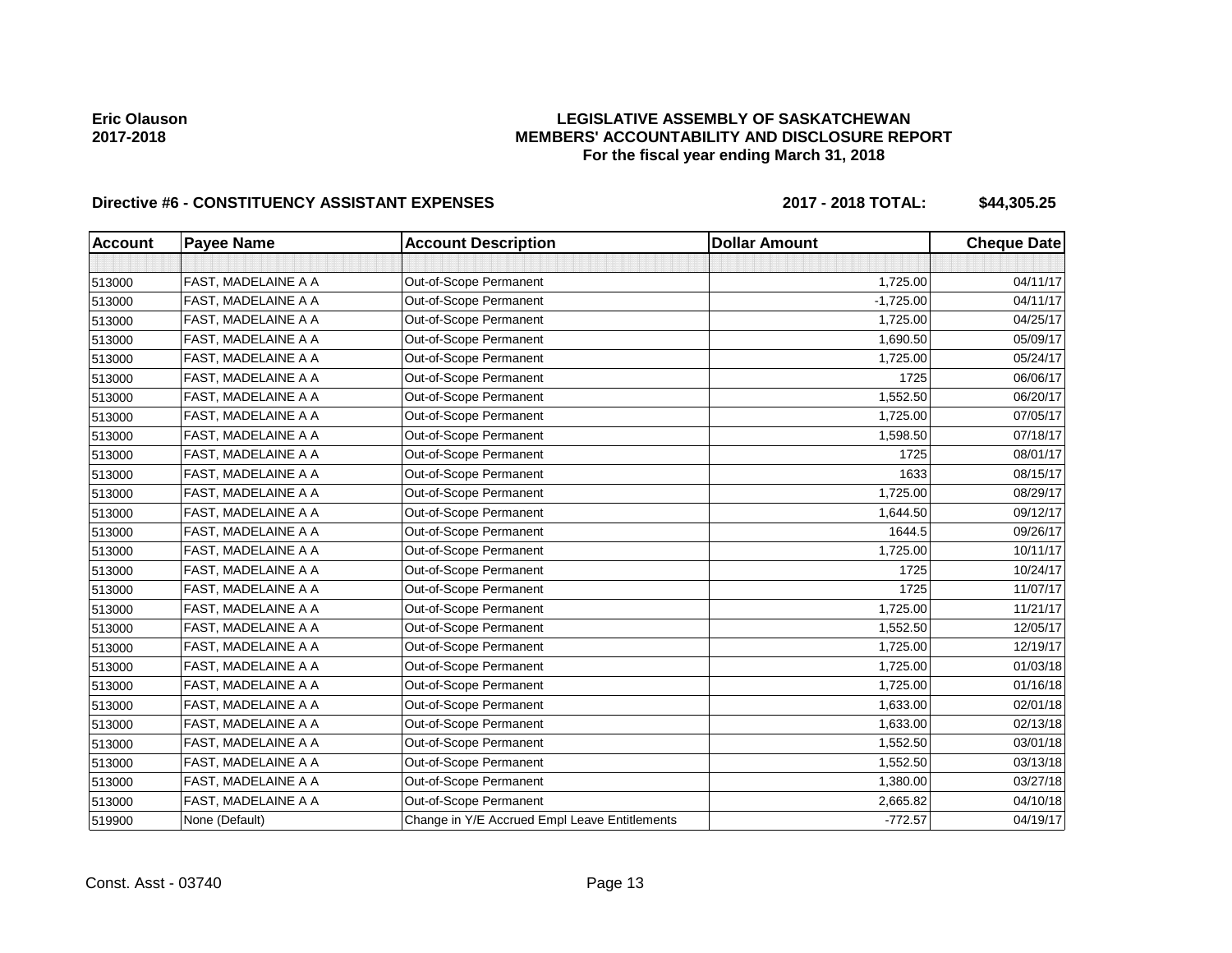**Eric Olauson**
**2017-2018**

# LEGISLATIVE ASSEMBLY OF SASKATCHEWAN
## MEMBERS' ACCOUNTABILITY AND DISCLOSURE REPORT
### For the fiscal year ending March 31, 2018

**Directive #6 - CONSTITUENCY ASSISTANT EXPENSES** **2017 - 2018 TOTAL: $44,305.25**

| Account | Payee Name | Account Description | Dollar Amount | Cheque Date |
|---|---|---|---|---|
| | | | | |
| 513000 | FAST, MADELAINE A A | Out-of-Scope Permanent | 1,725.00 | 04/11/17 |
| 513000 | FAST, MADELAINE A A | Out-of-Scope Permanent | -1,725.00 | 04/11/17 |
| 513000 | FAST, MADELAINE A A | Out-of-Scope Permanent | 1,725.00 | 04/25/17 |
| 513000 | FAST, MADELAINE A A | Out-of-Scope Permanent | 1,690.50 | 05/09/17 |
| 513000 | FAST, MADELAINE A A | Out-of-Scope Permanent | 1,725.00 | 05/24/17 |
| 513000 | FAST, MADELAINE A A | Out-of-Scope Permanent | 1725 | 06/06/17 |
| 513000 | FAST, MADELAINE A A | Out-of-Scope Permanent | 1,552.50 | 06/20/17 |
| 513000 | FAST, MADELAINE A A | Out-of-Scope Permanent | 1,725.00 | 07/05/17 |
| 513000 | FAST, MADELAINE A A | Out-of-Scope Permanent | 1,598.50 | 07/18/17 |
| 513000 | FAST, MADELAINE A A | Out-of-Scope Permanent | 1725 | 08/01/17 |
| 513000 | FAST, MADELAINE A A | Out-of-Scope Permanent | 1633 | 08/15/17 |
| 513000 | FAST, MADELAINE A A | Out-of-Scope Permanent | 1,725.00 | 08/29/17 |
| 513000 | FAST, MADELAINE A A | Out-of-Scope Permanent | 1,644.50 | 09/12/17 |
| 513000 | FAST, MADELAINE A A | Out-of-Scope Permanent | 1644.5 | 09/26/17 |
| 513000 | FAST, MADELAINE A A | Out-of-Scope Permanent | 1,725.00 | 10/11/17 |
| 513000 | FAST, MADELAINE A A | Out-of-Scope Permanent | 1725 | 10/24/17 |
| 513000 | FAST, MADELAINE A A | Out-of-Scope Permanent | 1725 | 11/07/17 |
| 513000 | FAST, MADELAINE A A | Out-of-Scope Permanent | 1,725.00 | 11/21/17 |
| 513000 | FAST, MADELAINE A A | Out-of-Scope Permanent | 1,552.50 | 12/05/17 |
| 513000 | FAST, MADELAINE A A | Out-of-Scope Permanent | 1,725.00 | 12/19/17 |
| 513000 | FAST, MADELAINE A A | Out-of-Scope Permanent | 1,725.00 | 01/03/18 |
| 513000 | FAST, MADELAINE A A | Out-of-Scope Permanent | 1,725.00 | 01/16/18 |
| 513000 | FAST, MADELAINE A A | Out-of-Scope Permanent | 1,633.00 | 02/01/18 |
| 513000 | FAST, MADELAINE A A | Out-of-Scope Permanent | 1,633.00 | 02/13/18 |
| 513000 | FAST, MADELAINE A A | Out-of-Scope Permanent | 1,552.50 | 03/01/18 |
| 513000 | FAST, MADELAINE A A | Out-of-Scope Permanent | 1,552.50 | 03/13/18 |
| 513000 | FAST, MADELAINE A A | Out-of-Scope Permanent | 1,380.00 | 03/27/18 |
| 513000 | FAST, MADELAINE A A | Out-of-Scope Permanent | 2,665.82 | 04/10/18 |
| 519900 | None (Default) | Change in Y/E Accrued Empl Leave Entitlements | -772.57 | 04/19/17 |

Const. Asst - 03740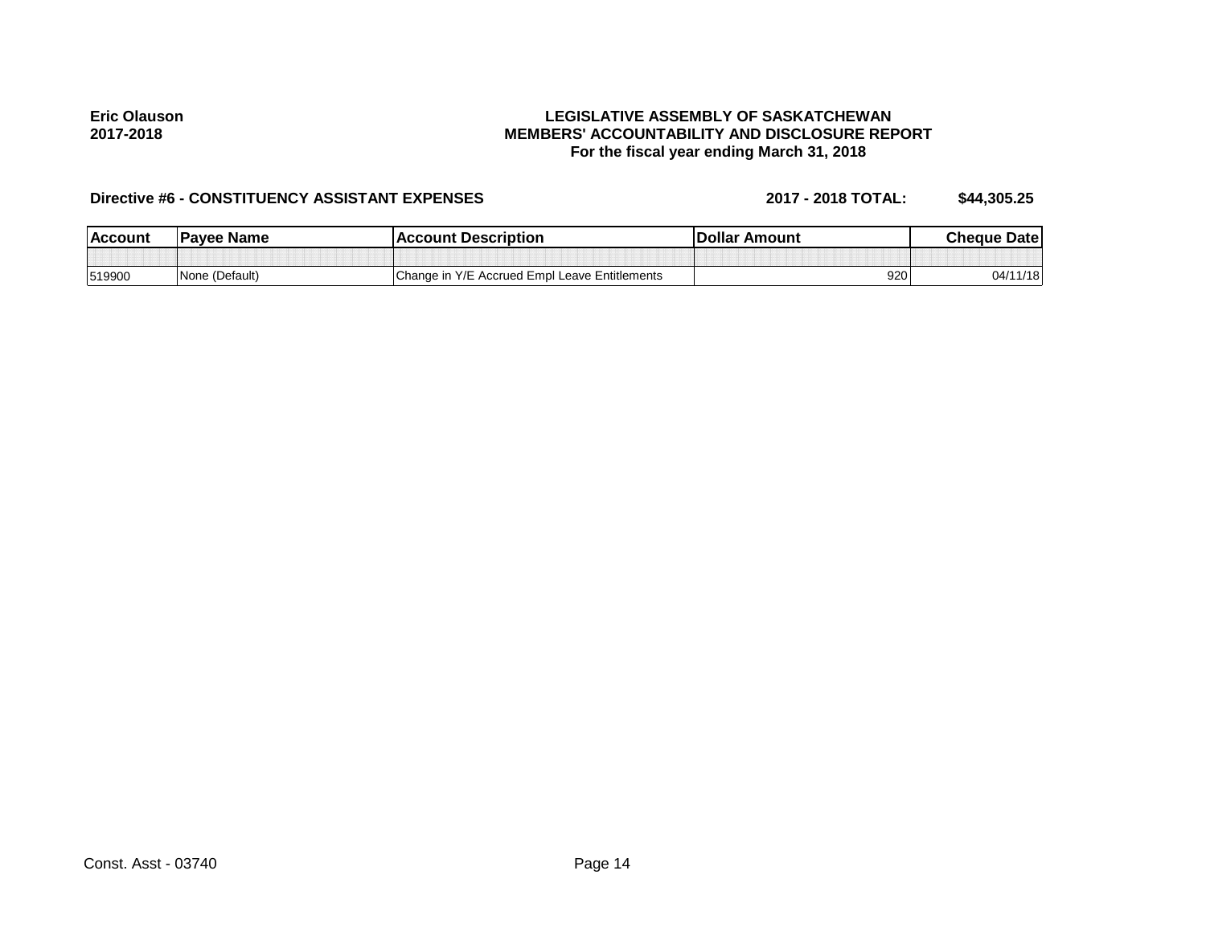**Eric Olauson**
**2017-2018**

**LEGISLATIVE ASSEMBLY OF SASKATCHEWAN**
**MEMBERS' ACCOUNTABILITY AND DISCLOSURE REPORT**
**For the fiscal year ending March 31, 2018**

**Directive #6 - CONSTITUENCY ASSISTANT EXPENSES** **2017 - 2018 TOTAL: $44,305.25**

| Account | Payee Name | Account Description | Dollar Amount | Cheque Date |
|---|---|---|---|---|
| | | | | |
| 519900 | None (Default) | Change in Y/E Accrued Empl Leave Entitlements | 920 | 04/11/18 |

Const. Asst - 03740